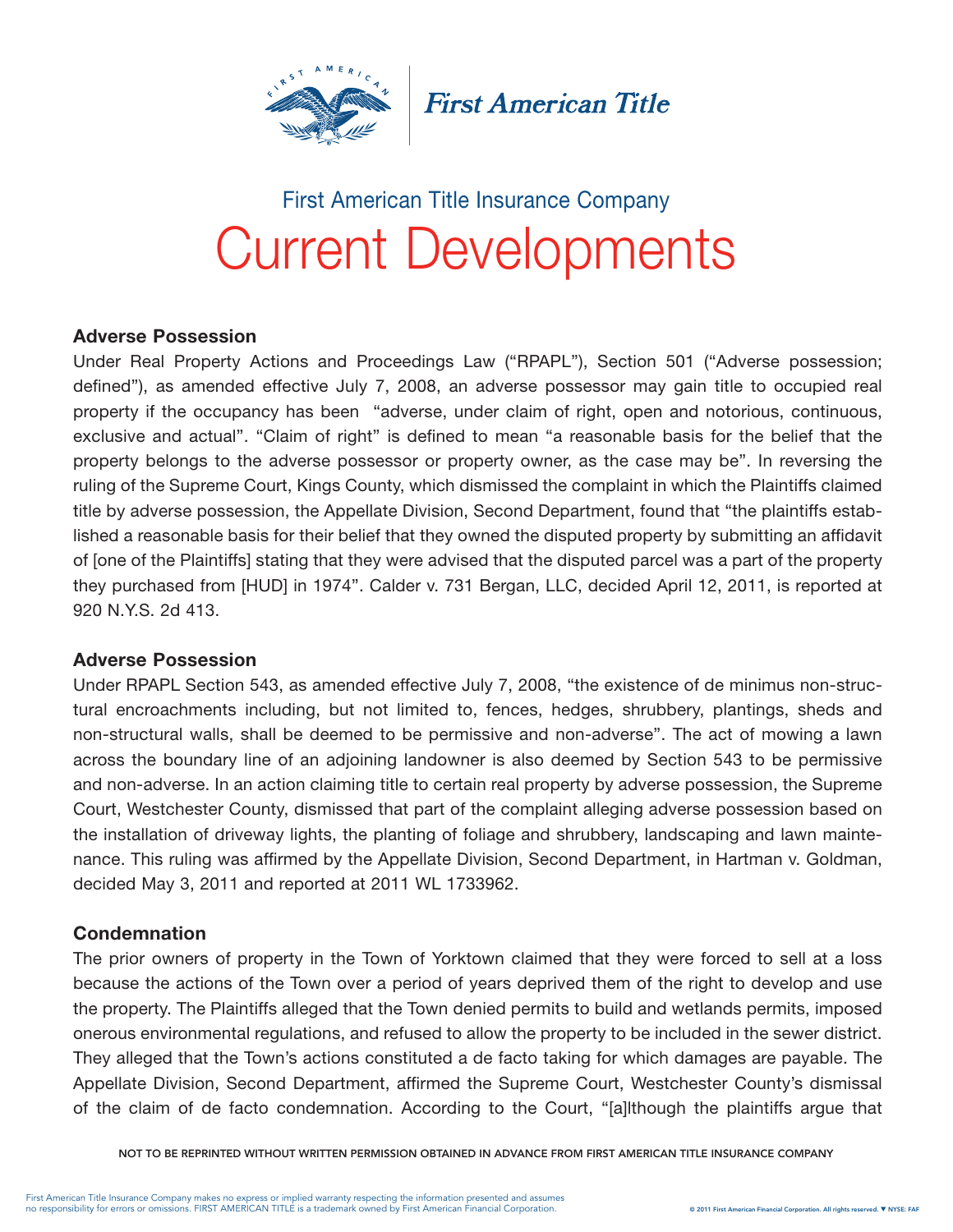First American Title

First American Title Insurance Company

# Current Developments

### Adverse Possession

Under Real Property Actions and Proceedings Law ("RPAPL"), Section 501 ("Adverse possession; defined"), as amended effective July 7, 2008, an adverse possessor may gain title to occupied real property if the occupancy has been "adverse, under claim of right, open and notorious, continuous, exclusive and actual". "Claim of right" is defined to mean "a reasonable basis for the belief that the property belongs to the adverse possessor or property owner, as the case may be". In reversing the ruling of the Supreme Court, Kings County, which dismissed the complaint in which the Plaintiffs claimed title by adverse possession, the Appellate Division, Second Department, found that "the plaintiffs established a reasonable basis for their belief that they owned the disputed property by submitting an affidavit of [one of the Plaintiffs] stating that they were advised that the disputed parcel was a part of the property they purchased from [HUD] in 1974". Calder v. 731 Bergan, LLC, decided April 12, 2011, is reported at 920 N.Y.S. 2d 413.

### Adverse Possession

Under RPAPL Section 543, as amended effective July 7, 2008, "the existence of de minimus non-structural encroachments including, but not limited to, fences, hedges, shrubbery, plantings, sheds and non-structural walls, shall be deemed to be permissive and non-adverse". The act of mowing a lawn across the boundary line of an adjoining landowner is also deemed by Section 543 to be permissive and non-adverse. In an action claiming title to certain real property by adverse possession, the Supreme Court, Westchester County, dismissed that part of the complaint alleging adverse possession based on the installation of driveway lights, the planting of foliage and shrubbery, landscaping and lawn maintenance. This ruling was affirmed by the Appellate Division, Second Department, in Hartman v. Goldman, decided May 3, 2011 and reported at 2011 WL 1733962.

### Condemnation

The prior owners of property in the Town of Yorktown claimed that they were forced to sell at a loss because the actions of the Town over a period of years deprived them of the right to develop and use the property. The Plaintiffs alleged that the Town denied permits to build and wetlands permits, imposed onerous environmental regulations, and refused to allow the property to be included in the sewer district. They alleged that the Town's actions constituted a de facto taking for which damages are payable. The Appellate Division, Second Department, affirmed the Supreme Court, Westchester County's dismissal of the claim of de facto condemnation. According to the Court, "[a]lthough the plaintiffs argue that

NOT TO BE REPRINTED WITHOUT WRITTEN PERMISSION OBTAINED IN ADVANCE FROM FIRST AMERICAN TITLE INSURANCE COMPANY

First American Title Insurance Company makes no express or implied warranty respecting the information presented and assumes no responsibility for errors or omissions. FIRST AMERICAN TITLE is a trademark owned by First American Financial Corporation.

© 2011 First American Financial Corporation. All rights reserved. ▼ NYSE: FAF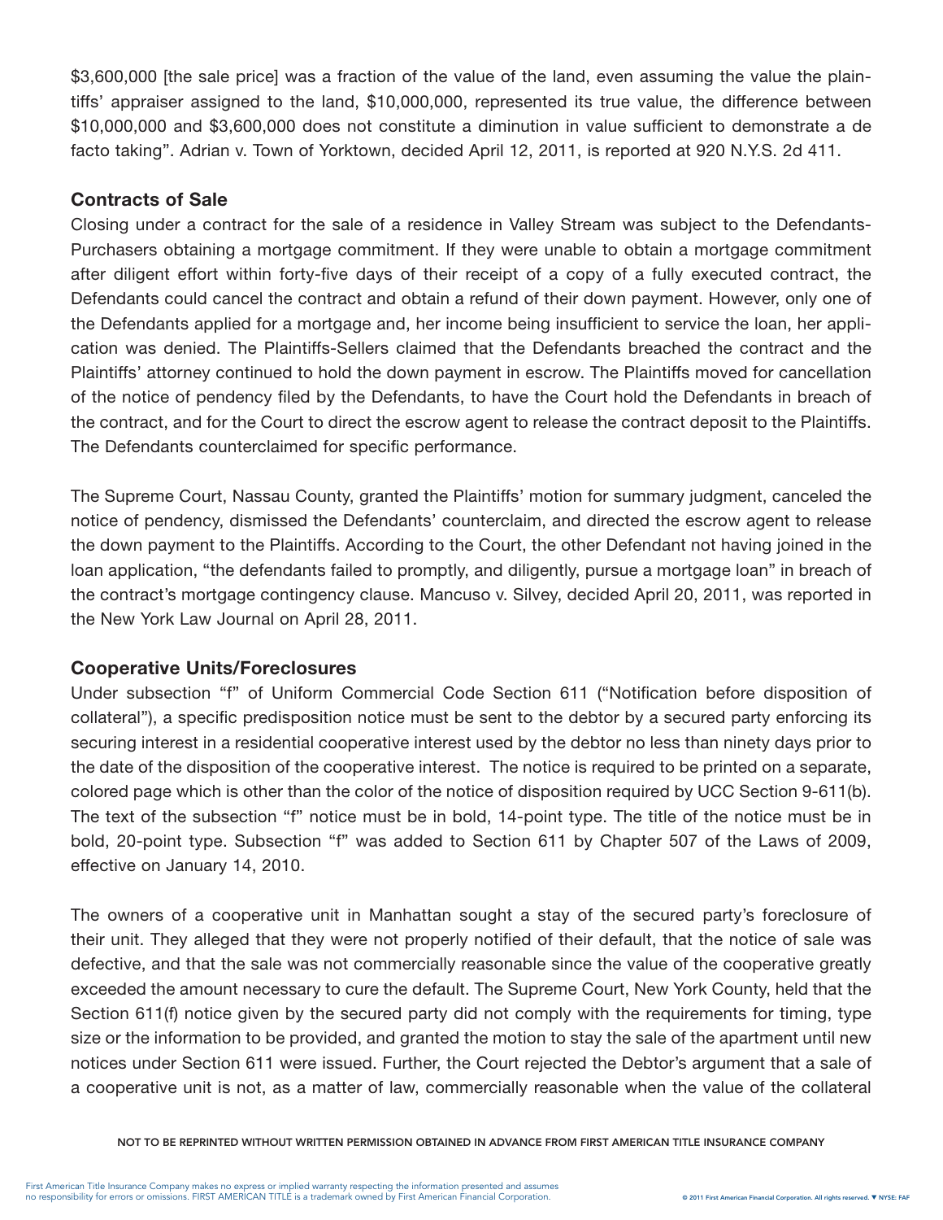$3,600,000 [the sale price] was a fraction of the value of the land, even assuming the value the plaintiffs' appraiser assigned to the land, $10,000,000, represented its true value, the difference between $10,000,000 and $3,600,000 does not constitute a diminution in value sufficient to demonstrate a de facto taking". Adrian v. Town of Yorktown, decided April 12, 2011, is reported at 920 N.Y.S. 2d 411.

### Contracts of Sale

Closing under a contract for the sale of a residence in Valley Stream was subject to the Defendants-Purchasers obtaining a mortgage commitment. If they were unable to obtain a mortgage commitment after diligent effort within forty-five days of their receipt of a copy of a fully executed contract, the Defendants could cancel the contract and obtain a refund of their down payment. However, only one of the Defendants applied for a mortgage and, her income being insufficient to service the loan, her application was denied. The Plaintiffs-Sellers claimed that the Defendants breached the contract and the Plaintiffs' attorney continued to hold the down payment in escrow. The Plaintiffs moved for cancellation of the notice of pendency filed by the Defendants, to have the Court hold the Defendants in breach of the contract, and for the Court to direct the escrow agent to release the contract deposit to the Plaintiffs. The Defendants counterclaimed for specific performance.

The Supreme Court, Nassau County, granted the Plaintiffs' motion for summary judgment, canceled the notice of pendency, dismissed the Defendants' counterclaim, and directed the escrow agent to release the down payment to the Plaintiffs. According to the Court, the other Defendant not having joined in the loan application, "the defendants failed to promptly, and diligently, pursue a mortgage loan" in breach of the contract's mortgage contingency clause. Mancuso v. Silvey, decided April 20, 2011, was reported in the New York Law Journal on April 28, 2011.

### Cooperative Units/Foreclosures

Under subsection "f" of Uniform Commercial Code Section 611 ("Notification before disposition of collateral"), a specific predisposition notice must be sent to the debtor by a secured party enforcing its securing interest in a residential cooperative interest used by the debtor no less than ninety days prior to the date of the disposition of the cooperative interest. The notice is required to be printed on a separate, colored page which is other than the color of the notice of disposition required by UCC Section 9-611(b). The text of the subsection "f" notice must be in bold, 14-point type. The title of the notice must be in bold, 20-point type. Subsection "f" was added to Section 611 by Chapter 507 of the Laws of 2009, effective on January 14, 2010.

The owners of a cooperative unit in Manhattan sought a stay of the secured party's foreclosure of their unit. They alleged that they were not properly notified of their default, that the notice of sale was defective, and that the sale was not commercially reasonable since the value of the cooperative greatly exceeded the amount necessary to cure the default. The Supreme Court, New York County, held that the Section 611(f) notice given by the secured party did not comply with the requirements for timing, type size or the information to be provided, and granted the motion to stay the sale of the apartment until new notices under Section 611 were issued. Further, the Court rejected the Debtor's argument that a sale of a cooperative unit is not, as a matter of law, commercially reasonable when the value of the collateral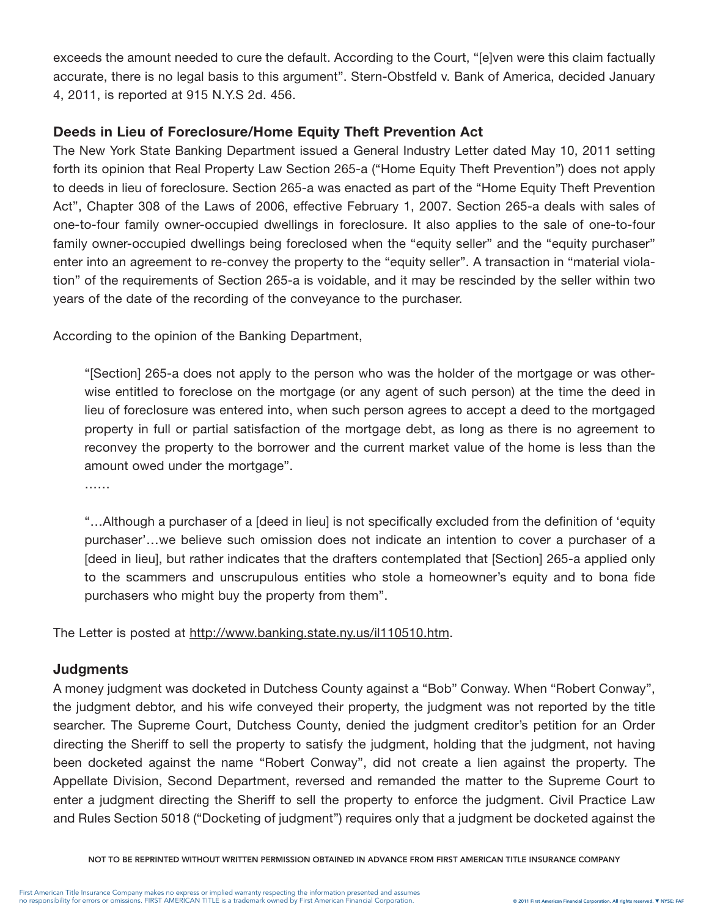exceeds the amount needed to cure the default. According to the Court, "[e]ven were this claim factually accurate, there is no legal basis to this argument". Stern-Obstfeld v. Bank of America, decided January 4, 2011, is reported at 915 N.Y.S 2d. 456.

### Deeds in Lieu of Foreclosure/Home Equity Theft Prevention Act

The New York State Banking Department issued a General Industry Letter dated May 10, 2011 setting forth its opinion that Real Property Law Section 265-a ("Home Equity Theft Prevention") does not apply to deeds in lieu of foreclosure. Section 265-a was enacted as part of the "Home Equity Theft Prevention Act", Chapter 308 of the Laws of 2006, effective February 1, 2007. Section 265-a deals with sales of one-to-four family owner-occupied dwellings in foreclosure. It also applies to the sale of one-to-four family owner-occupied dwellings being foreclosed when the "equity seller" and the "equity purchaser" enter into an agreement to re-convey the property to the "equity seller". A transaction in "material violation" of the requirements of Section 265-a is voidable, and it may be rescinded by the seller within two years of the date of the recording of the conveyance to the purchaser.

According to the opinion of the Banking Department,

> "[Section] 265-a does not apply to the person who was the holder of the mortgage or was otherwise entitled to foreclose on the mortgage (or any agent of such person) at the time the deed in lieu of foreclosure was entered into, when such person agrees to accept a deed to the mortgaged property in full or partial satisfaction of the mortgage debt, as long as there is no agreement to reconvey the property to the borrower and the current market value of the home is less than the amount owed under the mortgage".
>
> ……
>
> "…Although a purchaser of a [deed in lieu] is not specifically excluded from the definition of 'equity purchaser'…we believe such omission does not indicate an intention to cover a purchaser of a [deed in lieu], but rather indicates that the drafters contemplated that [Section] 265-a applied only to the scammers and unscrupulous entities who stole a homeowner's equity and to bona fide purchasers who might buy the property from them".

The Letter is posted at http://www.banking.state.ny.us/il110510.htm.

### Judgments

A money judgment was docketed in Dutchess County against a "Bob" Conway. When "Robert Conway", the judgment debtor, and his wife conveyed their property, the judgment was not reported by the title searcher. The Supreme Court, Dutchess County, denied the judgment creditor's petition for an Order directing the Sheriff to sell the property to satisfy the judgment, holding that the judgment, not having been docketed against the name "Robert Conway", did not create a lien against the property. The Appellate Division, Second Department, reversed and remanded the matter to the Supreme Court to enter a judgment directing the Sheriff to sell the property to enforce the judgment. Civil Practice Law and Rules Section 5018 ("Docketing of judgment") requires only that a judgment be docketed against the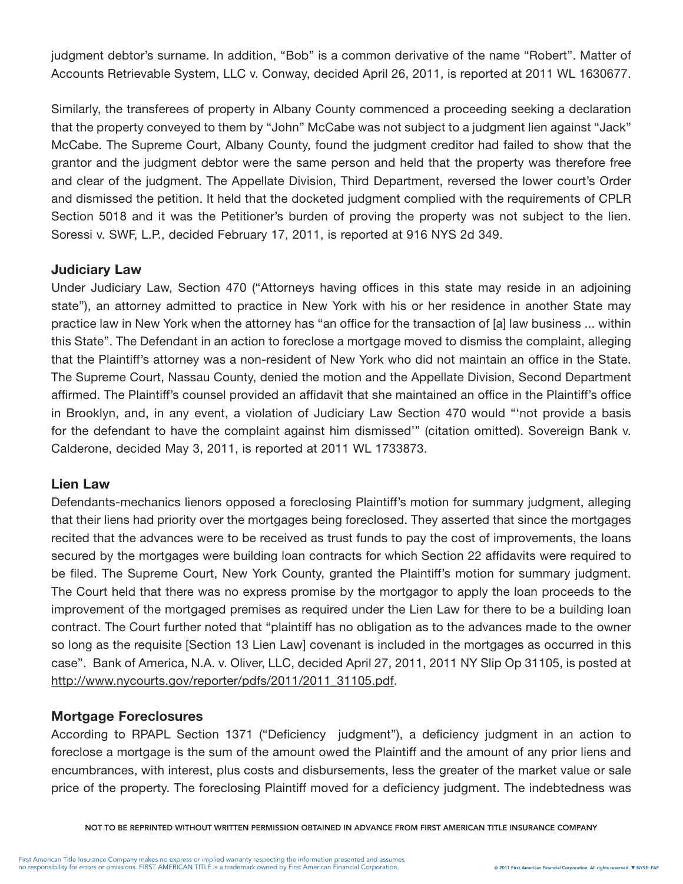judgment debtor's surname. In addition, "Bob" is a common derivative of the name "Robert". Matter of Accounts Retrievable System, LLC v. Conway, decided April 26, 2011, is reported at 2011 WL 1630677.

Similarly, the transferees of property in Albany County commenced a proceeding seeking a declaration that the property conveyed to them by "John" McCabe was not subject to a judgment lien against "Jack" McCabe. The Supreme Court, Albany County, found the judgment creditor had failed to show that the grantor and the judgment debtor were the same person and held that the property was therefore free and clear of the judgment. The Appellate Division, Third Department, reversed the lower court's Order and dismissed the petition. It held that the docketed judgment complied with the requirements of CPLR Section 5018 and it was the Petitioner's burden of proving the property was not subject to the lien. Soressi v. SWF, L.P., decided February 17, 2011, is reported at 916 NYS 2d 349.

### Judiciary Law

Under Judiciary Law, Section 470 ("Attorneys having offices in this state may reside in an adjoining state"), an attorney admitted to practice in New York with his or her residence in another State may practice law in New York when the attorney has "an office for the transaction of [a] law business ... within this State". The Defendant in an action to foreclose a mortgage moved to dismiss the complaint, alleging that the Plaintiff's attorney was a non-resident of New York who did not maintain an office in the State. The Supreme Court, Nassau County, denied the motion and the Appellate Division, Second Department affirmed. The Plaintiff's counsel provided an affidavit that she maintained an office in the Plaintiff's office in Brooklyn, and, in any event, a violation of Judiciary Law Section 470 would "'not provide a basis for the defendant to have the complaint against him dismissed'" (citation omitted). Sovereign Bank v. Calderone, decided May 3, 2011, is reported at 2011 WL 1733873.

### Lien Law

Defendants-mechanics lienors opposed a foreclosing Plaintiff's motion for summary judgment, alleging that their liens had priority over the mortgages being foreclosed. They asserted that since the mortgages recited that the advances were to be received as trust funds to pay the cost of improvements, the loans secured by the mortgages were building loan contracts for which Section 22 affidavits were required to be filed. The Supreme Court, New York County, granted the Plaintiff's motion for summary judgment. The Court held that there was no express promise by the mortgagor to apply the loan proceeds to the improvement of the mortgaged premises as required under the Lien Law for there to be a building loan contract. The Court further noted that "plaintiff has no obligation as to the advances made to the owner so long as the requisite [Section 13 Lien Law] covenant is included in the mortgages as occurred in this case". Bank of America, N.A. v. Oliver, LLC, decided April 27, 2011, 2011 NY Slip Op 31105, is posted at http://www.nycourts.gov/reporter/pdfs/2011/2011_31105.pdf.

### Mortgage Foreclosures

According to RPAPL Section 1371 ("Deficiency judgment"), a deficiency judgment in an action to foreclose a mortgage is the sum of the amount owed the Plaintiff and the amount of any prior liens and encumbrances, with interest, plus costs and disbursements, less the greater of the market value or sale price of the property. The foreclosing Plaintiff moved for a deficiency judgment. The indebtedness was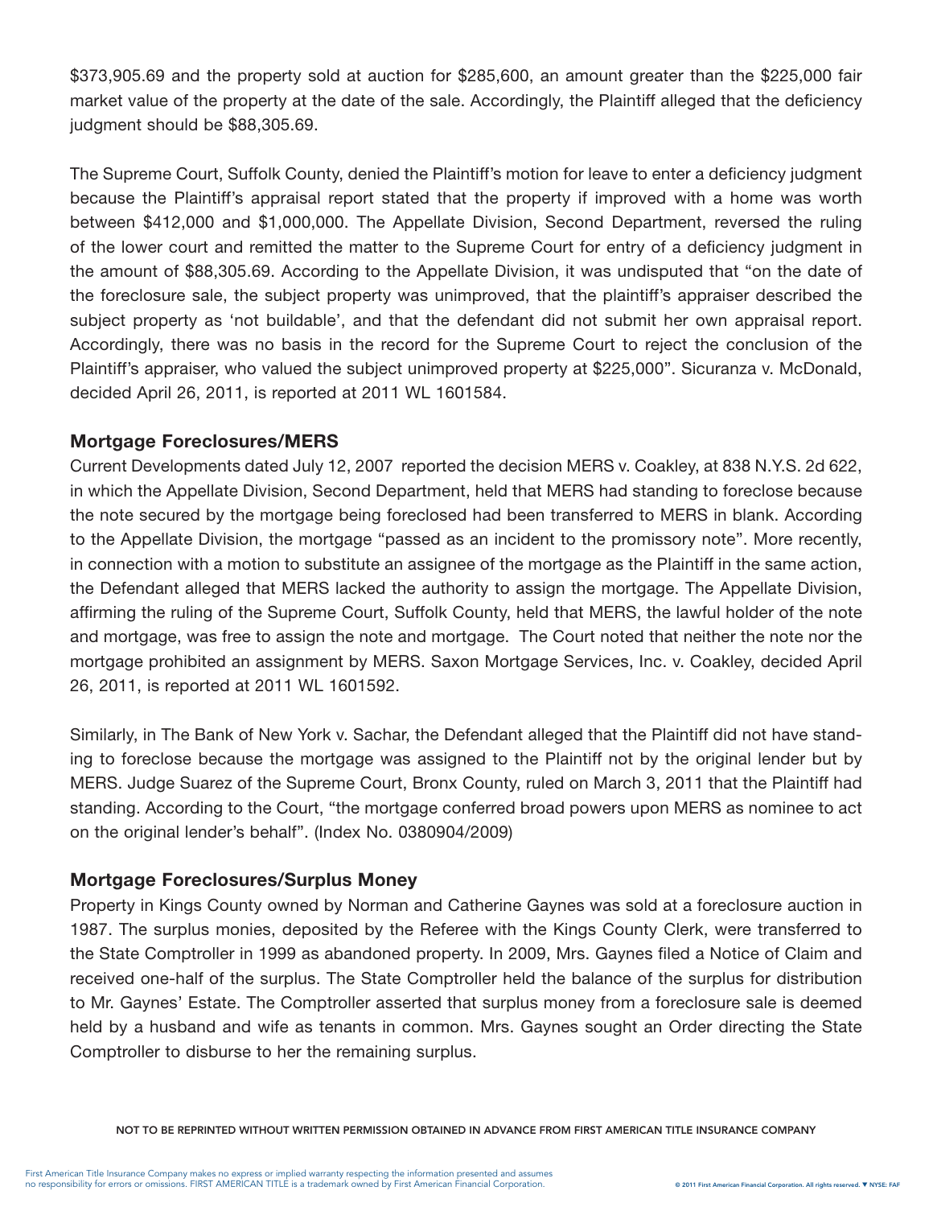$373,905.69 and the property sold at auction for $285,600, an amount greater than the $225,000 fair market value of the property at the date of the sale. Accordingly, the Plaintiff alleged that the deficiency judgment should be $88,305.69.

The Supreme Court, Suffolk County, denied the Plaintiff's motion for leave to enter a deficiency judgment because the Plaintiff's appraisal report stated that the property if improved with a home was worth between $412,000 and $1,000,000. The Appellate Division, Second Department, reversed the ruling of the lower court and remitted the matter to the Supreme Court for entry of a deficiency judgment in the amount of $88,305.69. According to the Appellate Division, it was undisputed that "on the date of the foreclosure sale, the subject property was unimproved, that the plaintiff's appraiser described the subject property as 'not buildable', and that the defendant did not submit her own appraisal report. Accordingly, there was no basis in the record for the Supreme Court to reject the conclusion of the Plaintiff's appraiser, who valued the subject unimproved property at $225,000". Sicuranza v. McDonald, decided April 26, 2011, is reported at 2011 WL 1601584.

### Mortgage Foreclosures/MERS

Current Developments dated July 12, 2007 reported the decision MERS v. Coakley, at 838 N.Y.S. 2d 622, in which the Appellate Division, Second Department, held that MERS had standing to foreclose because the note secured by the mortgage being foreclosed had been transferred to MERS in blank. According to the Appellate Division, the mortgage "passed as an incident to the promissory note". More recently, in connection with a motion to substitute an assignee of the mortgage as the Plaintiff in the same action, the Defendant alleged that MERS lacked the authority to assign the mortgage. The Appellate Division, affirming the ruling of the Supreme Court, Suffolk County, held that MERS, the lawful holder of the note and mortgage, was free to assign the note and mortgage. The Court noted that neither the note nor the mortgage prohibited an assignment by MERS. Saxon Mortgage Services, Inc. v. Coakley, decided April 26, 2011, is reported at 2011 WL 1601592.

Similarly, in The Bank of New York v. Sachar, the Defendant alleged that the Plaintiff did not have standing to foreclose because the mortgage was assigned to the Plaintiff not by the original lender but by MERS. Judge Suarez of the Supreme Court, Bronx County, ruled on March 3, 2011 that the Plaintiff had standing. According to the Court, "the mortgage conferred broad powers upon MERS as nominee to act on the original lender's behalf". (Index No. 0380904/2009)

### Mortgage Foreclosures/Surplus Money

Property in Kings County owned by Norman and Catherine Gaynes was sold at a foreclosure auction in 1987. The surplus monies, deposited by the Referee with the Kings County Clerk, were transferred to the State Comptroller in 1999 as abandoned property. In 2009, Mrs. Gaynes filed a Notice of Claim and received one-half of the surplus. The State Comptroller held the balance of the surplus for distribution to Mr. Gaynes' Estate. The Comptroller asserted that surplus money from a foreclosure sale is deemed held by a husband and wife as tenants in common. Mrs. Gaynes sought an Order directing the State Comptroller to disburse to her the remaining surplus.

NOT TO BE REPRINTED WITHOUT WRITTEN PERMISSION OBTAINED IN ADVANCE FROM FIRST AMERICAN TITLE INSURANCE COMPANY

First American Title Insurance Company makes no express or implied warranty respecting the information presented and assumes no responsibility for errors or omissions. FIRST AMERICAN TITLE is a trademark owned by First American Financial Corporation.

© 2011 First American Financial Corporation. All rights reserved. ▼ NYSE: FAF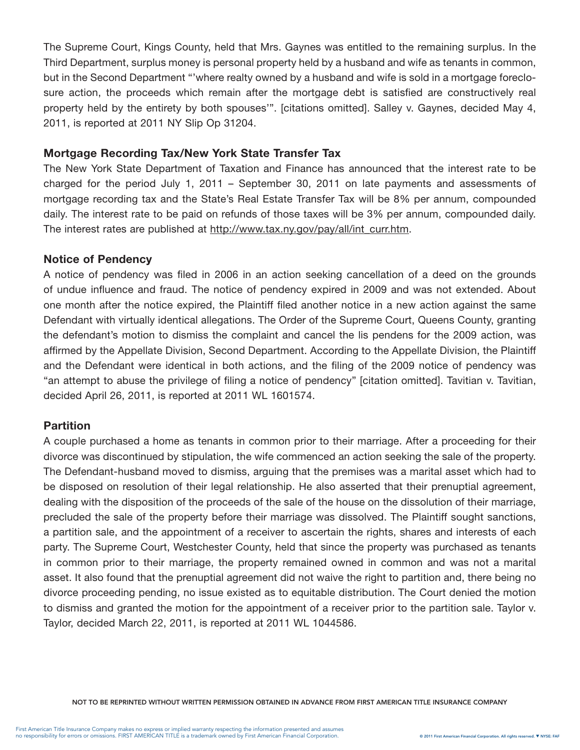The Supreme Court, Kings County, held that Mrs. Gaynes was entitled to the remaining surplus. In the Third Department, surplus money is personal property held by a husband and wife as tenants in common, but in the Second Department "'where realty owned by a husband and wife is sold in a mortgage foreclosure action, the proceeds which remain after the mortgage debt is satisfied are constructively real property held by the entirety by both spouses'". [citations omitted]. Salley v. Gaynes, decided May 4, 2011, is reported at 2011 NY Slip Op 31204.

### Mortgage Recording Tax/New York State Transfer Tax

The New York State Department of Taxation and Finance has announced that the interest rate to be charged for the period July 1, 2011 – September 30, 2011 on late payments and assessments of mortgage recording tax and the State's Real Estate Transfer Tax will be 8% per annum, compounded daily. The interest rate to be paid on refunds of those taxes will be 3% per annum, compounded daily. The interest rates are published at http://www.tax.ny.gov/pay/all/int_curr.htm.

### Notice of Pendency

A notice of pendency was filed in 2006 in an action seeking cancellation of a deed on the grounds of undue influence and fraud. The notice of pendency expired in 2009 and was not extended. About one month after the notice expired, the Plaintiff filed another notice in a new action against the same Defendant with virtually identical allegations. The Order of the Supreme Court, Queens County, granting the defendant's motion to dismiss the complaint and cancel the lis pendens for the 2009 action, was affirmed by the Appellate Division, Second Department. According to the Appellate Division, the Plaintiff and the Defendant were identical in both actions, and the filing of the 2009 notice of pendency was "an attempt to abuse the privilege of filing a notice of pendency" [citation omitted]. Tavitian v. Tavitian, decided April 26, 2011, is reported at 2011 WL 1601574.

### Partition

A couple purchased a home as tenants in common prior to their marriage. After a proceeding for their divorce was discontinued by stipulation, the wife commenced an action seeking the sale of the property. The Defendant-husband moved to dismiss, arguing that the premises was a marital asset which had to be disposed on resolution of their legal relationship. He also asserted that their prenuptial agreement, dealing with the disposition of the proceeds of the sale of the house on the dissolution of their marriage, precluded the sale of the property before their marriage was dissolved. The Plaintiff sought sanctions, a partition sale, and the appointment of a receiver to ascertain the rights, shares and interests of each party. The Supreme Court, Westchester County, held that since the property was purchased as tenants in common prior to their marriage, the property remained owned in common and was not a marital asset. It also found that the prenuptial agreement did not waive the right to partition and, there being no divorce proceeding pending, no issue existed as to equitable distribution. The Court denied the motion to dismiss and granted the motion for the appointment of a receiver prior to the partition sale. Taylor v. Taylor, decided March 22, 2011, is reported at 2011 WL 1044586.

NOT TO BE REPRINTED WITHOUT WRITTEN PERMISSION OBTAINED IN ADVANCE FROM FIRST AMERICAN TITLE INSURANCE COMPANY

First American Title Insurance Company makes no express or implied warranty respecting the information presented and assumes no responsibility for errors or omissions. FIRST AMERICAN TITLE is a trademark owned by First American Financial Corporation.

© 2011 First American Financial Corporation. All rights reserved. ▼ NYSE: FAF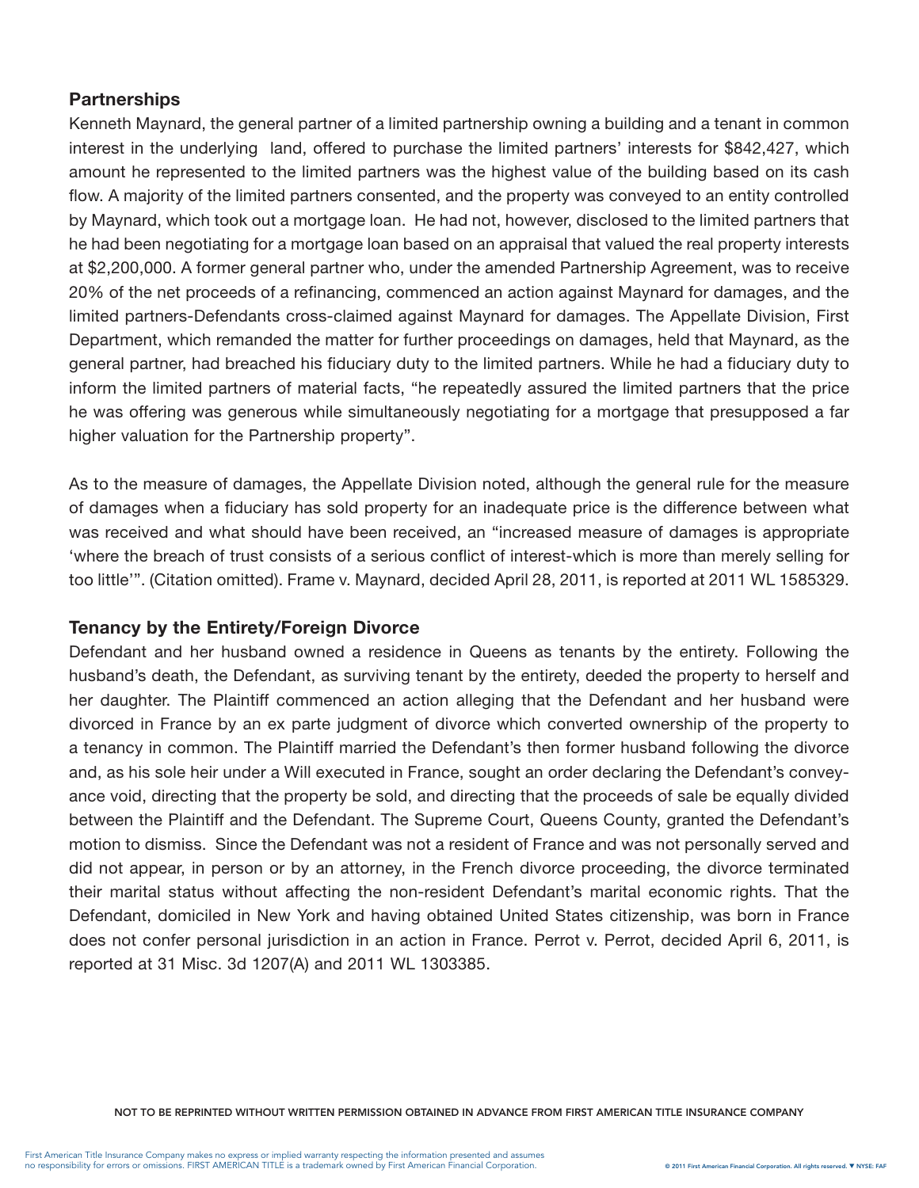## Partnerships

Kenneth Maynard, the general partner of a limited partnership owning a building and a tenant in common interest in the underlying land, offered to purchase the limited partners' interests for $842,427, which amount he represented to the limited partners was the highest value of the building based on its cash flow. A majority of the limited partners consented, and the property was conveyed to an entity controlled by Maynard, which took out a mortgage loan. He had not, however, disclosed to the limited partners that he had been negotiating for a mortgage loan based on an appraisal that valued the real property interests at $2,200,000. A former general partner who, under the amended Partnership Agreement, was to receive 20% of the net proceeds of a refinancing, commenced an action against Maynard for damages, and the limited partners-Defendants cross-claimed against Maynard for damages. The Appellate Division, First Department, which remanded the matter for further proceedings on damages, held that Maynard, as the general partner, had breached his fiduciary duty to the limited partners. While he had a fiduciary duty to inform the limited partners of material facts, "he repeatedly assured the limited partners that the price he was offering was generous while simultaneously negotiating for a mortgage that presupposed a far higher valuation for the Partnership property".

As to the measure of damages, the Appellate Division noted, although the general rule for the measure of damages when a fiduciary has sold property for an inadequate price is the difference between what was received and what should have been received, an "increased measure of damages is appropriate 'where the breach of trust consists of a serious conflict of interest-which is more than merely selling for too little'". (Citation omitted). Frame v. Maynard, decided April 28, 2011, is reported at 2011 WL 1585329.

## Tenancy by the Entirety/Foreign Divorce

Defendant and her husband owned a residence in Queens as tenants by the entirety. Following the husband's death, the Defendant, as surviving tenant by the entirety, deeded the property to herself and her daughter. The Plaintiff commenced an action alleging that the Defendant and her husband were divorced in France by an ex parte judgment of divorce which converted ownership of the property to a tenancy in common. The Plaintiff married the Defendant's then former husband following the divorce and, as his sole heir under a Will executed in France, sought an order declaring the Defendant's conveyance void, directing that the property be sold, and directing that the proceeds of sale be equally divided between the Plaintiff and the Defendant. The Supreme Court, Queens County, granted the Defendant's motion to dismiss. Since the Defendant was not a resident of France and was not personally served and did not appear, in person or by an attorney, in the French divorce proceeding, the divorce terminated their marital status without affecting the non-resident Defendant's marital economic rights. That the Defendant, domiciled in New York and having obtained United States citizenship, was born in France does not confer personal jurisdiction in an action in France. Perrot v. Perrot, decided April 6, 2011, is reported at 31 Misc. 3d 1207(A) and 2011 WL 1303385.

NOT TO BE REPRINTED WITHOUT WRITTEN PERMISSION OBTAINED IN ADVANCE FROM FIRST AMERICAN TITLE INSURANCE COMPANY

First American Title Insurance Company makes no express or implied warranty respecting the information presented and assumes no responsibility for errors or omissions. FIRST AMERICAN TITLE is a trademark owned by First American Financial Corporation.

© 2011 First American Financial Corporation. All rights reserved. ▼ NYSE: FAF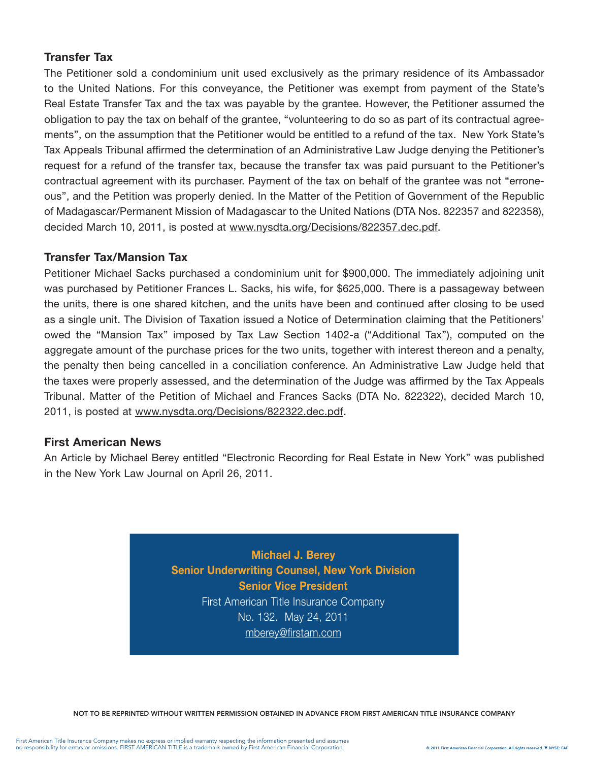### Transfer Tax

The Petitioner sold a condominium unit used exclusively as the primary residence of its Ambassador to the United Nations. For this conveyance, the Petitioner was exempt from payment of the State's Real Estate Transfer Tax and the tax was payable by the grantee. However, the Petitioner assumed the obligation to pay the tax on behalf of the grantee, "volunteering to do so as part of its contractual agreements", on the assumption that the Petitioner would be entitled to a refund of the tax. New York State's Tax Appeals Tribunal affirmed the determination of an Administrative Law Judge denying the Petitioner's request for a refund of the transfer tax, because the transfer tax was paid pursuant to the Petitioner's contractual agreement with its purchaser. Payment of the tax on behalf of the grantee was not "erroneous", and the Petition was properly denied. In the Matter of the Petition of Government of the Republic of Madagascar/Permanent Mission of Madagascar to the United Nations (DTA Nos. 822357 and 822358), decided March 10, 2011, is posted at www.nysdta.org/Decisions/822357.dec.pdf.

### Transfer Tax/Mansion Tax

Petitioner Michael Sacks purchased a condominium unit for $900,000. The immediately adjoining unit was purchased by Petitioner Frances L. Sacks, his wife, for $625,000. There is a passageway between the units, there is one shared kitchen, and the units have been and continued after closing to be used as a single unit. The Division of Taxation issued a Notice of Determination claiming that the Petitioners' owed the "Mansion Tax" imposed by Tax Law Section 1402-a ("Additional Tax"), computed on the aggregate amount of the purchase prices for the two units, together with interest thereon and a penalty, the penalty then being cancelled in a conciliation conference. An Administrative Law Judge held that the taxes were properly assessed, and the determination of the Judge was affirmed by the Tax Appeals Tribunal. Matter of the Petition of Michael and Frances Sacks (DTA No. 822322), decided March 10, 2011, is posted at www.nysdta.org/Decisions/822322.dec.pdf.

### First American News

An Article by Michael Berey entitled "Electronic Recording for Real Estate in New York" was published in the New York Law Journal on April 26, 2011.

**Michael J. Berey**
**Senior Underwriting Counsel, New York Division**
**Senior Vice President**
First American Title Insurance Company
No. 132. May 24, 2011
mberey@firstam.com

NOT TO BE REPRINTED WITHOUT WRITTEN PERMISSION OBTAINED IN ADVANCE FROM FIRST AMERICAN TITLE INSURANCE COMPANY

First American Title Insurance Company makes no express or implied warranty respecting the information presented and assumes no responsibility for errors or omissions. FIRST AMERICAN TITLE is a trademark owned by First American Financial Corporation.

© 2011 First American Financial Corporation. All rights reserved. ▼ NYSE: FAF